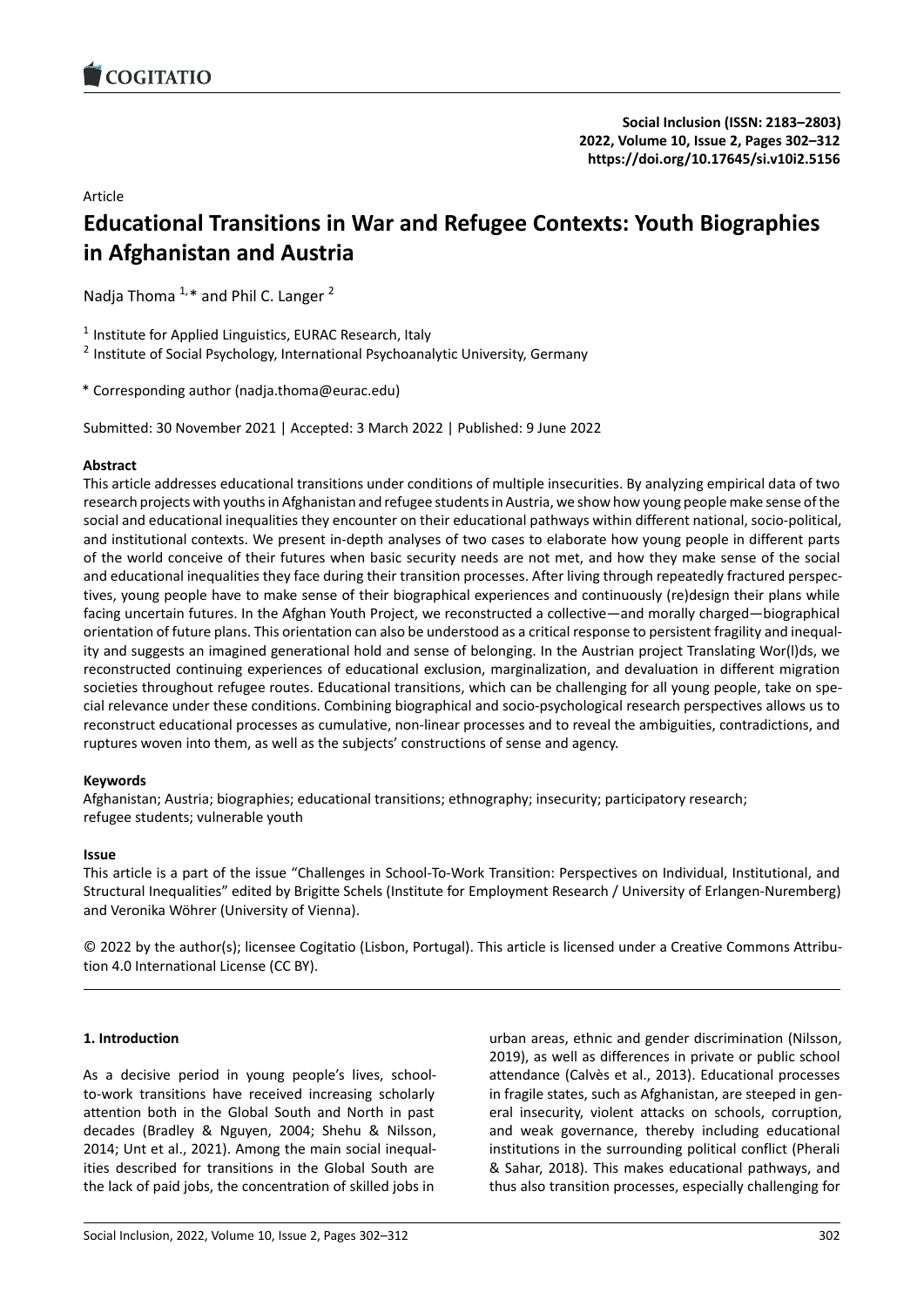Article

# Educational Transitions in War and Refugee Contexts: Youth Biographies in Afghanistan and Austria

Nadja Thoma [1,]* and Phil C. Langer [2]

[1] Institute for Applied Linguistics, EURAC Research, Italy

[2] Institute of Social Psychology, International Psychoanalytic University, Germany

* Corresponding author (nadja.thoma@eurac.edu)

Submitted: 30 November 2021 | Accepted: 3 March 2022 | Published: 9 June 2022

**Abstract**

This article addresses educational transitions under conditions of multiple insecurities. By analyzing empirical data of two research projects with youths in Afghanistan and refugee students in Austria, we show how young people make sense of the social and educational inequalities they encounter on their educational pathways within different national, socio-political, and institutional contexts. We present in-depth analyses of two cases to elaborate how young people in different parts of the world conceive of their futures when basic security needs are not met, and how they make sense of the social and educational inequalities they face during their transition processes. After living through repeatedly fractured perspectives, young people have to make sense of their biographical experiences and continuously (re)design their plans while facing uncertain futures. In the Afghan Youth Project, we reconstructed a collective—and morally charged—biographical orientation of future plans. This orientation can also be understood as a critical response to persistent fragility and inequality and suggests an imagined generational hold and sense of belonging. In the Austrian project Translating Wor(l)ds, we reconstructed continuing experiences of educational exclusion, marginalization, and devaluation in different migration societies throughout refugee routes. Educational transitions, which can be challenging for all young people, take on special relevance under these conditions. Combining biographical and socio-psychological research perspectives allows us to reconstruct educational processes as cumulative, non-linear processes and to reveal the ambiguities, contradictions, and ruptures woven into them, as well as the subjects' constructions of sense and agency.

**Keywords**

Afghanistan; Austria; biographies; educational transitions; ethnography; insecurity; participatory research; refugee students; vulnerable youth

**Issue**

This article is a part of the issue "Challenges in School-To-Work Transition: Perspectives on Individual, Institutional, and Structural Inequalities" edited by Brigitte Schels (Institute for Employment Research / University of Erlangen-Nuremberg) and Veronika Wöhrer (University of Vienna).

© 2022 by the author(s); licensee Cogitatio (Lisbon, Portugal). This article is licensed under a Creative Commons Attribution 4.0 International License (CC BY).

## 1. Introduction

As a decisive period in young people's lives, school-to-work transitions have received increasing scholarly attention both in the Global South and North in past decades (Bradley & Nguyen, 2004; Shehu & Nilsson, 2014; Unt et al., 2021). Among the main social inequalities described for transitions in the Global South are the lack of paid jobs, the concentration of skilled jobs in urban areas, ethnic and gender discrimination (Nilsson, 2019), as well as differences in private or public school attendance (Calvès et al., 2013). Educational processes in fragile states, such as Afghanistan, are steeped in general insecurity, violent attacks on schools, corruption, and weak governance, thereby including educational institutions in the surrounding political conflict (Pherali & Sahar, 2018). This makes educational pathways, and thus also transition processes, especially challenging for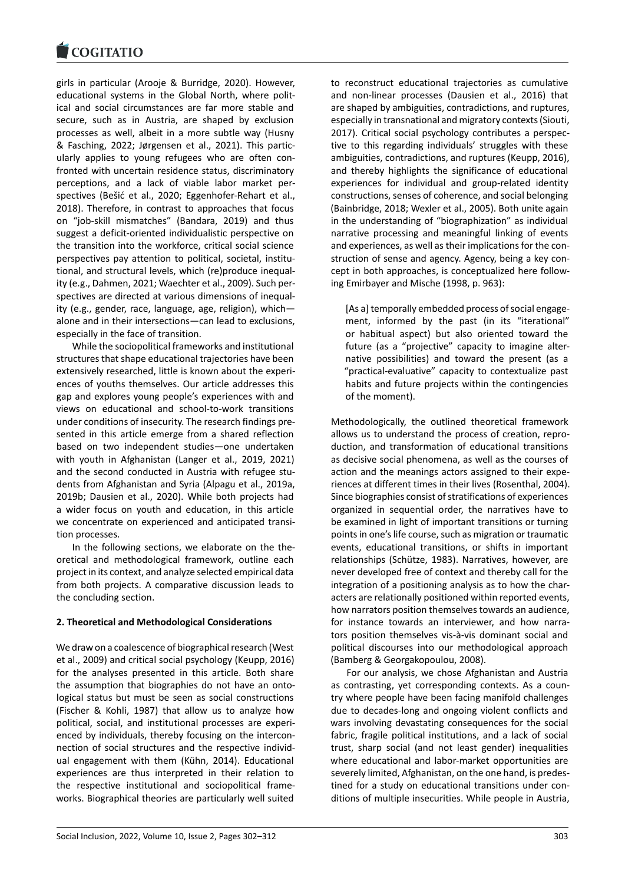girls in particular (Arooje & Burridge, 2020). However, educational systems in the Global North, where political and social circumstances are far more stable and secure, such as in Austria, are shaped by exclusion processes as well, albeit in a more subtle way (Husny & Fasching, 2022; Jørgensen et al., 2021). This particularly applies to young refugees who are often confronted with uncertain residence status, discriminatory perceptions, and a lack of viable labor market perspectives (Bešić et al., 2020; Eggenhofer-Rehart et al., 2018). Therefore, in contrast to approaches that focus on "job-skill mismatches" (Bandara, 2019) and thus suggest a deficit-oriented individualistic perspective on the transition into the workforce, critical social science perspectives pay attention to political, societal, institutional, and structural levels, which (re)produce inequality (e.g., Dahmen, 2021; Waechter et al., 2009). Such perspectives are directed at various dimensions of inequality (e.g., gender, race, language, age, religion), which—alone and in their intersections—can lead to exclusions, especially in the face of transition.

While the sociopolitical frameworks and institutional structures that shape educational trajectories have been extensively researched, little is known about the experiences of youths themselves. Our article addresses this gap and explores young people's experiences with and views on educational and school-to-work transitions under conditions of insecurity. The research findings presented in this article emerge from a shared reflection based on two independent studies—one undertaken with youth in Afghanistan (Langer et al., 2019, 2021) and the second conducted in Austria with refugee students from Afghanistan and Syria (Alpagu et al., 2019a, 2019b; Dausien et al., 2020). While both projects had a wider focus on youth and education, in this article we concentrate on experienced and anticipated transition processes.

In the following sections, we elaborate on the theoretical and methodological framework, outline each project in its context, and analyze selected empirical data from both projects. A comparative discussion leads to the concluding section.

## 2. Theoretical and Methodological Considerations

We draw on a coalescence of biographical research (West et al., 2009) and critical social psychology (Keupp, 2016) for the analyses presented in this article. Both share the assumption that biographies do not have an ontological status but must be seen as social constructions (Fischer & Kohli, 1987) that allow us to analyze how political, social, and institutional processes are experienced by individuals, thereby focusing on the interconnection of social structures and the respective individual engagement with them (Kühn, 2014). Educational experiences are thus interpreted in their relation to the respective institutional and sociopolitical frameworks. Biographical theories are particularly well suited to reconstruct educational trajectories as cumulative and non-linear processes (Dausien et al., 2016) that are shaped by ambiguities, contradictions, and ruptures, especially in transnational and migratory contexts (Siouti, 2017). Critical social psychology contributes a perspective to this regarding individuals' struggles with these ambiguities, contradictions, and ruptures (Keupp, 2016), and thereby highlights the significance of educational experiences for individual and group-related identity constructions, senses of coherence, and social belonging (Bainbridge, 2018; Wexler et al., 2005). Both unite again in the understanding of "biographization" as individual narrative processing and meaningful linking of events and experiences, as well as their implications for the construction of sense and agency. Agency, being a key concept in both approaches, is conceptualized here following Emirbayer and Mische (1998, p. 963):

> [As a] temporally embedded process of social engagement, informed by the past (in its "iterational" or habitual aspect) but also oriented toward the future (as a "projective" capacity to imagine alternative possibilities) and toward the present (as a "practical-evaluative" capacity to contextualize past habits and future projects within the contingencies of the moment).

Methodologically, the outlined theoretical framework allows us to understand the process of creation, reproduction, and transformation of educational transitions as decisive social phenomena, as well as the courses of action and the meanings actors assigned to their experiences at different times in their lives (Rosenthal, 2004). Since biographies consist of stratifications of experiences organized in sequential order, the narratives have to be examined in light of important transitions or turning points in one's life course, such as migration or traumatic events, educational transitions, or shifts in important relationships (Schütze, 1983). Narratives, however, are never developed free of context and thereby call for the integration of a positioning analysis as to how the characters are relationally positioned within reported events, how narrators position themselves towards an audience, for instance towards an interviewer, and how narrators position themselves vis-à-vis dominant social and political discourses into our methodological approach (Bamberg & Georgakopoulou, 2008).

For our analysis, we chose Afghanistan and Austria as contrasting, yet corresponding contexts. As a country where people have been facing manifold challenges due to decades-long and ongoing violent conflicts and wars involving devastating consequences for the social fabric, fragile political institutions, and a lack of social trust, sharp social (and not least gender) inequalities where educational and labor-market opportunities are severely limited, Afghanistan, on the one hand, is predestined for a study on educational transitions under conditions of multiple insecurities. While people in Austria,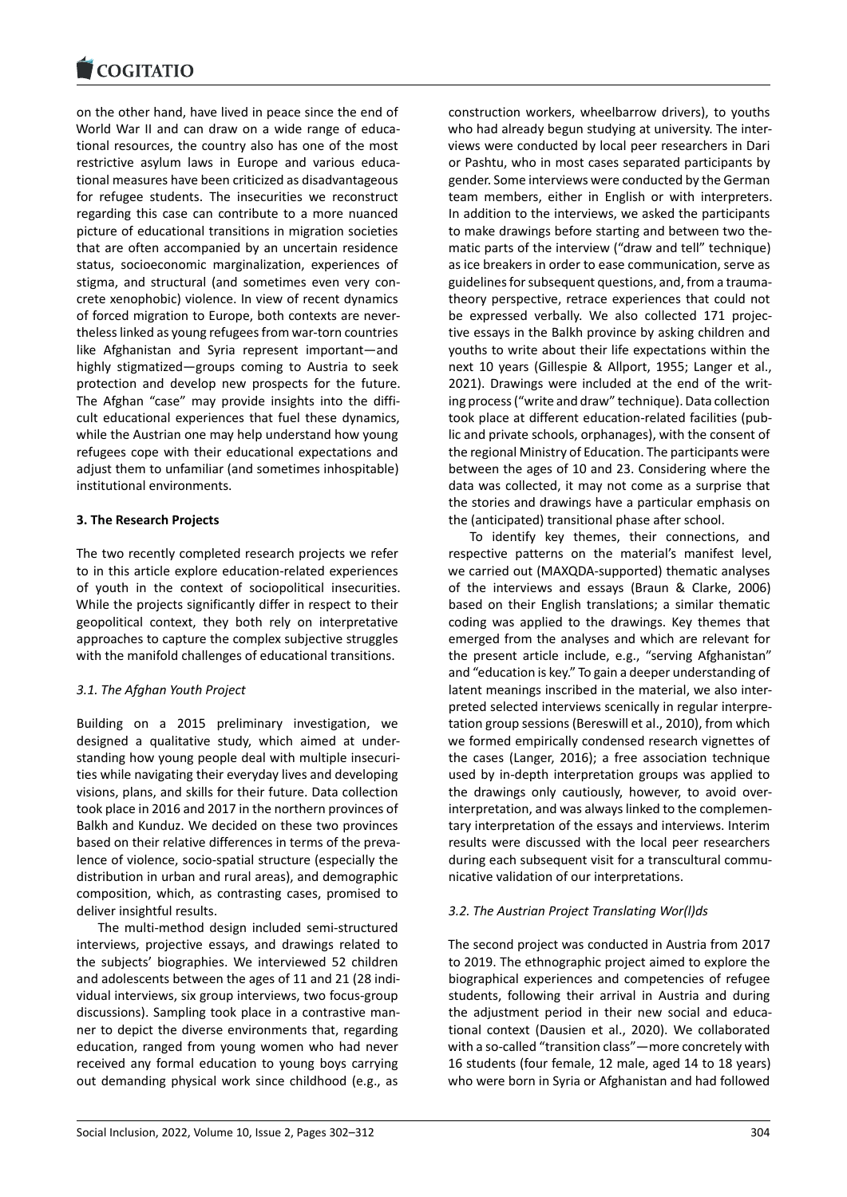on the other hand, have lived in peace since the end of World War II and can draw on a wide range of educational resources, the country also has one of the most restrictive asylum laws in Europe and various educational measures have been criticized as disadvantageous for refugee students. The insecurities we reconstruct regarding this case can contribute to a more nuanced picture of educational transitions in migration societies that are often accompanied by an uncertain residence status, socioeconomic marginalization, experiences of stigma, and structural (and sometimes even very concrete xenophobic) violence. In view of recent dynamics of forced migration to Europe, both contexts are nevertheless linked as young refugees from war-torn countries like Afghanistan and Syria represent important—and highly stigmatized—groups coming to Austria to seek protection and develop new prospects for the future. The Afghan "case" may provide insights into the difficult educational experiences that fuel these dynamics, while the Austrian one may help understand how young refugees cope with their educational expectations and adjust them to unfamiliar (and sometimes inhospitable) institutional environments.

## 3. The Research Projects

The two recently completed research projects we refer to in this article explore education-related experiences of youth in the context of sociopolitical insecurities. While the projects significantly differ in respect to their geopolitical context, they both rely on interpretative approaches to capture the complex subjective struggles with the manifold challenges of educational transitions.

### *3.1. The Afghan Youth Project*

Building on a 2015 preliminary investigation, we designed a qualitative study, which aimed at understanding how young people deal with multiple insecurities while navigating their everyday lives and developing visions, plans, and skills for their future. Data collection took place in 2016 and 2017 in the northern provinces of Balkh and Kunduz. We decided on these two provinces based on their relative differences in terms of the prevalence of violence, socio-spatial structure (especially the distribution in urban and rural areas), and demographic composition, which, as contrasting cases, promised to deliver insightful results.

The multi-method design included semi-structured interviews, projective essays, and drawings related to the subjects' biographies. We interviewed 52 children and adolescents between the ages of 11 and 21 (28 individual interviews, six group interviews, two focus-group discussions). Sampling took place in a contrastive manner to depict the diverse environments that, regarding education, ranged from young women who had never received any formal education to young boys carrying out demanding physical work since childhood (e.g., as construction workers, wheelbarrow drivers), to youths who had already begun studying at university. The interviews were conducted by local peer researchers in Dari or Pashtu, who in most cases separated participants by gender. Some interviews were conducted by the German team members, either in English or with interpreters. In addition to the interviews, we asked the participants to make drawings before starting and between two thematic parts of the interview ("draw and tell" technique) as ice breakers in order to ease communication, serve as guidelines for subsequent questions, and, from a trauma-theory perspective, retrace experiences that could not be expressed verbally. We also collected 171 projective essays in the Balkh province by asking children and youths to write about their life expectations within the next 10 years (Gillespie & Allport, 1955; Langer et al., 2021). Drawings were included at the end of the writing process ("write and draw" technique). Data collection took place at different education-related facilities (public and private schools, orphanages), with the consent of the regional Ministry of Education. The participants were between the ages of 10 and 23. Considering where the data was collected, it may not come as a surprise that the stories and drawings have a particular emphasis on the (anticipated) transitional phase after school.

To identify key themes, their connections, and respective patterns on the material's manifest level, we carried out (MAXQDA-supported) thematic analyses of the interviews and essays (Braun & Clarke, 2006) based on their English translations; a similar thematic coding was applied to the drawings. Key themes that emerged from the analyses and which are relevant for the present article include, e.g., "serving Afghanistan" and "education is key." To gain a deeper understanding of latent meanings inscribed in the material, we also interpreted selected interviews scenically in regular interpretation group sessions (Bereswill et al., 2010), from which we formed empirically condensed research vignettes of the cases (Langer, 2016); a free association technique used by in-depth interpretation groups was applied to the drawings only cautiously, however, to avoid overinterpretation, and was always linked to the complementary interpretation of the essays and interviews. Interim results were discussed with the local peer researchers during each subsequent visit for a transcultural communicative validation of our interpretations.

### *3.2. The Austrian Project Translating Wor(l)ds*

The second project was conducted in Austria from 2017 to 2019. The ethnographic project aimed to explore the biographical experiences and competencies of refugee students, following their arrival in Austria and during the adjustment period in their new social and educational context (Dausien et al., 2020). We collaborated with a so-called "transition class"—more concretely with 16 students (four female, 12 male, aged 14 to 18 years) who were born in Syria or Afghanistan and had followed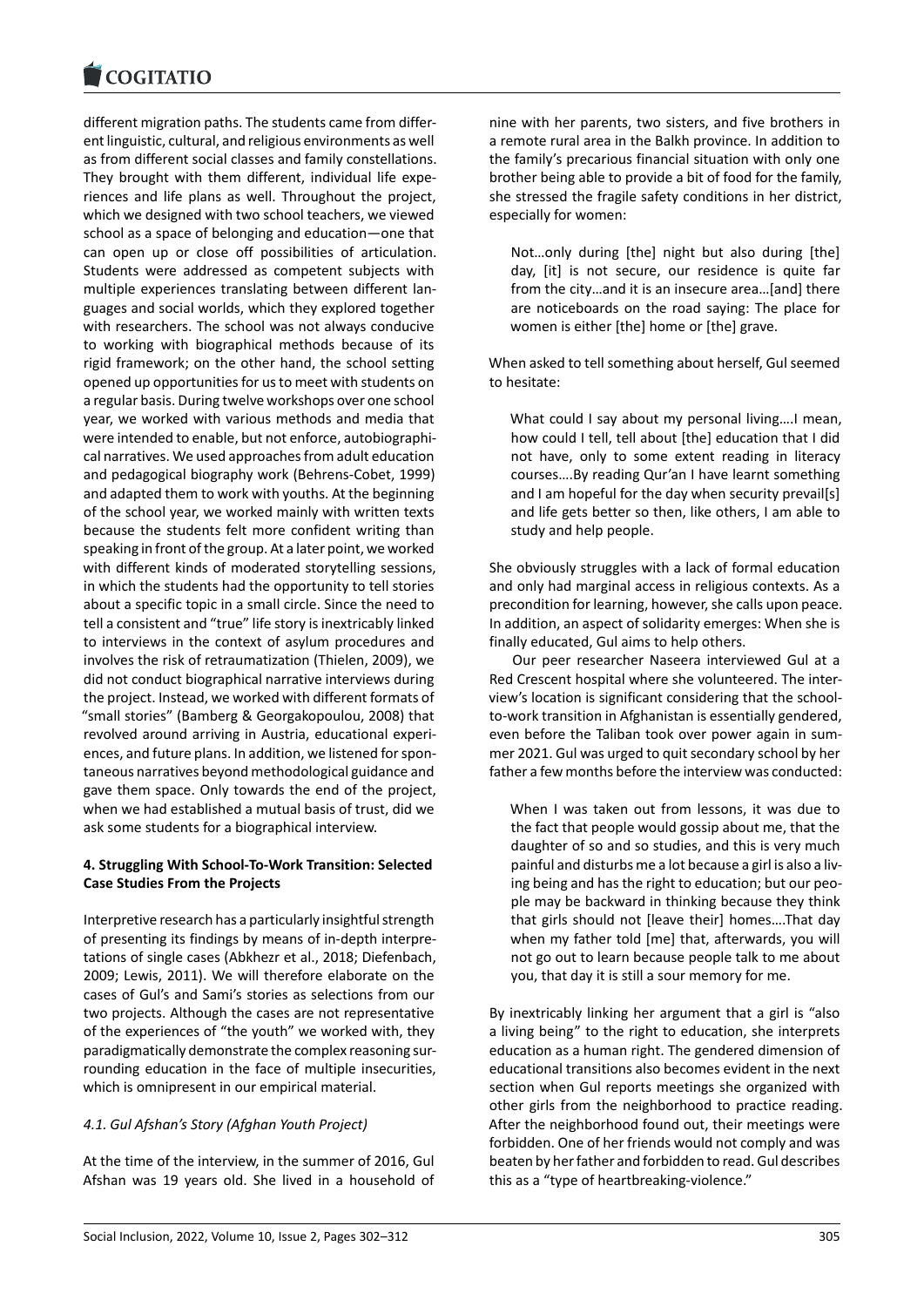different migration paths. The students came from different linguistic, cultural, and religious environments as well as from different social classes and family constellations. They brought with them different, individual life experiences and life plans as well. Throughout the project, which we designed with two school teachers, we viewed school as a space of belonging and education—one that can open up or close off possibilities of articulation. Students were addressed as competent subjects with multiple experiences translating between different languages and social worlds, which they explored together with researchers. The school was not always conducive to working with biographical methods because of its rigid framework; on the other hand, the school setting opened up opportunities for us to meet with students on a regular basis. During twelve workshops over one school year, we worked with various methods and media that were intended to enable, but not enforce, autobiographical narratives. We used approaches from adult education and pedagogical biography work (Behrens-Cobet, 1999) and adapted them to work with youths. At the beginning of the school year, we worked mainly with written texts because the students felt more confident writing than speaking in front of the group. At a later point, we worked with different kinds of moderated storytelling sessions, in which the students had the opportunity to tell stories about a specific topic in a small circle. Since the need to tell a consistent and "true" life story is inextricably linked to interviews in the context of asylum procedures and involves the risk of retraumatization (Thielen, 2009), we did not conduct biographical narrative interviews during the project. Instead, we worked with different formats of "small stories" (Bamberg & Georgakopoulou, 2008) that revolved around arriving in Austria, educational experiences, and future plans. In addition, we listened for spontaneous narratives beyond methodological guidance and gave them space. Only towards the end of the project, when we had established a mutual basis of trust, did we ask some students for a biographical interview.

## 4. Struggling With School-To-Work Transition: Selected Case Studies From the Projects

Interpretive research has a particularly insightful strength of presenting its findings by means of in-depth interpretations of single cases (Abkhezr et al., 2018; Diefenbach, 2009; Lewis, 2011). We will therefore elaborate on the cases of Gul's and Sami's stories as selections from our two projects. Although the cases are not representative of the experiences of "the youth" we worked with, they paradigmatically demonstrate the complex reasoning surrounding education in the face of multiple insecurities, which is omnipresent in our empirical material.

### *4.1. Gul Afshan's Story (Afghan Youth Project)*

At the time of the interview, in the summer of 2016, Gul Afshan was 19 years old. She lived in a household of nine with her parents, two sisters, and five brothers in a remote rural area in the Balkh province. In addition to the family's precarious financial situation with only one brother being able to provide a bit of food for the family, she stressed the fragile safety conditions in her district, especially for women:

> Not…only during [the] night but also during [the] day, [it] is not secure, our residence is quite far from the city…and it is an insecure area…[and] there are noticeboards on the road saying: The place for women is either [the] home or [the] grave.

When asked to tell something about herself, Gul seemed to hesitate:

> What could I say about my personal living….I mean, how could I tell, tell about [the] education that I did not have, only to some extent reading in literacy courses….By reading Qur'an I have learnt something and I am hopeful for the day when security prevail[s] and life gets better so then, like others, I am able to study and help people.

She obviously struggles with a lack of formal education and only had marginal access in religious contexts. As a precondition for learning, however, she calls upon peace. In addition, an aspect of solidarity emerges: When she is finally educated, Gul aims to help others.

Our peer researcher Naseera interviewed Gul at a Red Crescent hospital where she volunteered. The interview's location is significant considering that the school-to-work transition in Afghanistan is essentially gendered, even before the Taliban took over power again in summer 2021. Gul was urged to quit secondary school by her father a few months before the interview was conducted:

> When I was taken out from lessons, it was due to the fact that people would gossip about me, that the daughter of so and so studies, and this is very much painful and disturbs me a lot because a girl is also a living being and has the right to education; but our people may be backward in thinking because they think that girls should not [leave their] homes….That day when my father told [me] that, afterwards, you will not go out to learn because people talk to me about you, that day it is still a sour memory for me.

By inextricably linking her argument that a girl is "also a living being" to the right to education, she interprets education as a human right. The gendered dimension of educational transitions also becomes evident in the next section when Gul reports meetings she organized with other girls from the neighborhood to practice reading. After the neighborhood found out, their meetings were forbidden. One of her friends would not comply and was beaten by her father and forbidden to read. Gul describes this as a "type of heartbreaking-violence."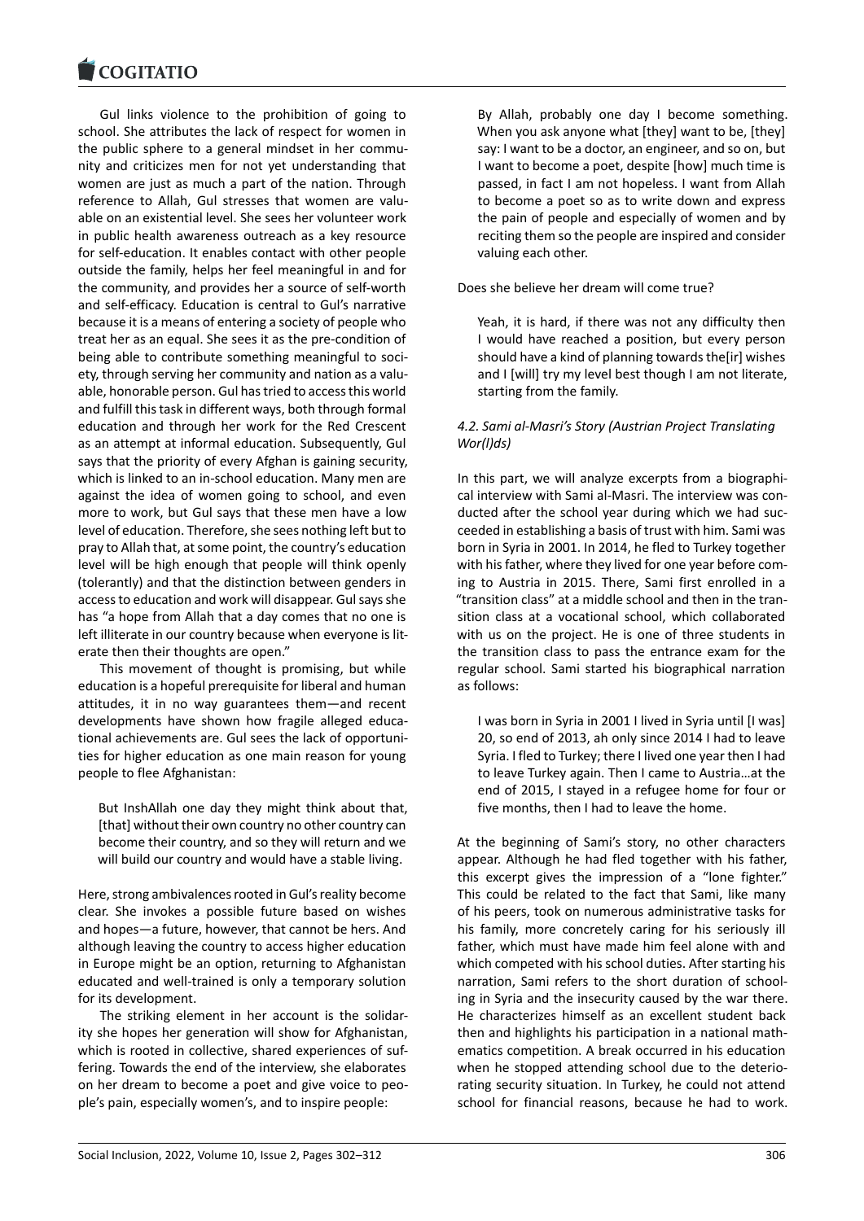Gul links violence to the prohibition of going to school. She attributes the lack of respect for women in the public sphere to a general mindset in her community and criticizes men for not yet understanding that women are just as much a part of the nation. Through reference to Allah, Gul stresses that women are valuable on an existential level. She sees her volunteer work in public health awareness outreach as a key resource for self-education. It enables contact with other people outside the family, helps her feel meaningful in and for the community, and provides her a source of self-worth and self-efficacy. Education is central to Gul's narrative because it is a means of entering a society of people who treat her as an equal. She sees it as the pre-condition of being able to contribute something meaningful to society, through serving her community and nation as a valuable, honorable person. Gul has tried to access this world and fulfill this task in different ways, both through formal education and through her work for the Red Crescent as an attempt at informal education. Subsequently, Gul says that the priority of every Afghan is gaining security, which is linked to an in-school education. Many men are against the idea of women going to school, and even more to work, but Gul says that these men have a low level of education. Therefore, she sees nothing left but to pray to Allah that, at some point, the country's education level will be high enough that people will think openly (tolerantly) and that the distinction between genders in access to education and work will disappear. Gul says she has "a hope from Allah that a day comes that no one is left illiterate in our country because when everyone is literate then their thoughts are open."

This movement of thought is promising, but while education is a hopeful prerequisite for liberal and human attitudes, it in no way guarantees them—and recent developments have shown how fragile alleged educational achievements are. Gul sees the lack of opportunities for higher education as one main reason for young people to flee Afghanistan:

> But InshAllah one day they might think about that, [that] without their own country no other country can become their country, and so they will return and we will build our country and would have a stable living.

Here, strong ambivalences rooted in Gul's reality become clear. She invokes a possible future based on wishes and hopes—a future, however, that cannot be hers. And although leaving the country to access higher education in Europe might be an option, returning to Afghanistan educated and well-trained is only a temporary solution for its development.

The striking element in her account is the solidarity she hopes her generation will show for Afghanistan, which is rooted in collective, shared experiences of suffering. Towards the end of the interview, she elaborates on her dream to become a poet and give voice to people's pain, especially women's, and to inspire people:

> By Allah, probably one day I become something. When you ask anyone what [they] want to be, [they] say: I want to be a doctor, an engineer, and so on, but I want to become a poet, despite [how] much time is passed, in fact I am not hopeless. I want from Allah to become a poet so as to write down and express the pain of people and especially of women and by reciting them so the people are inspired and consider valuing each other.

Does she believe her dream will come true?

> Yeah, it is hard, if there was not any difficulty then I would have reached a position, but every person should have a kind of planning towards the[ir] wishes and I [will] try my level best though I am not literate, starting from the family.

### *4.2. Sami al-Masri's Story (Austrian Project Translating Wor(l)ds)*

In this part, we will analyze excerpts from a biographical interview with Sami al-Masri. The interview was conducted after the school year during which we had succeeded in establishing a basis of trust with him. Sami was born in Syria in 2001. In 2014, he fled to Turkey together with his father, where they lived for one year before coming to Austria in 2015. There, Sami first enrolled in a "transition class" at a middle school and then in the transition class at a vocational school, which collaborated with us on the project. He is one of three students in the transition class to pass the entrance exam for the regular school. Sami started his biographical narration as follows:

> I was born in Syria in 2001 I lived in Syria until [I was] 20, so end of 2013, ah only since 2014 I had to leave Syria. I fled to Turkey; there I lived one year then I had to leave Turkey again. Then I came to Austria…at the end of 2015, I stayed in a refugee home for four or five months, then I had to leave the home.

At the beginning of Sami's story, no other characters appear. Although he had fled together with his father, this excerpt gives the impression of a "lone fighter." This could be related to the fact that Sami, like many of his peers, took on numerous administrative tasks for his family, more concretely caring for his seriously ill father, which must have made him feel alone with and which competed with his school duties. After starting his narration, Sami refers to the short duration of schooling in Syria and the insecurity caused by the war there. He characterizes himself as an excellent student back then and highlights his participation in a national mathematics competition. A break occurred in his education when he stopped attending school due to the deteriorating security situation. In Turkey, he could not attend school for financial reasons, because he had to work.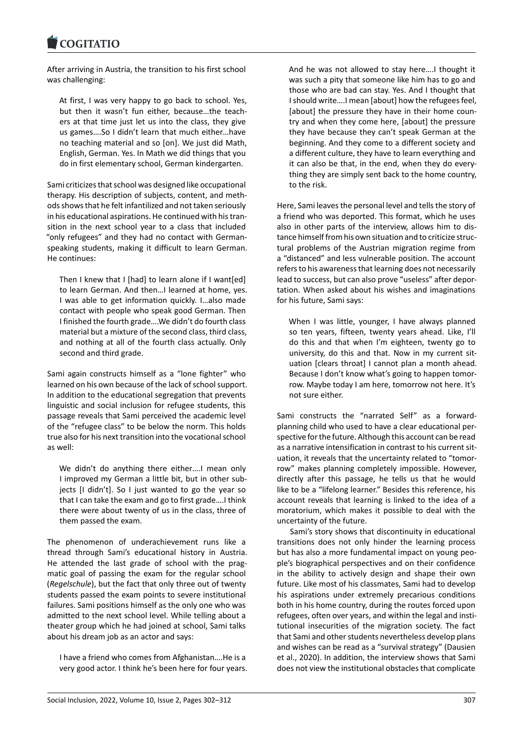After arriving in Austria, the transition to his first school was challenging:

> At first, I was very happy to go back to school. Yes, but then it wasn't fun either, because…the teachers at that time just let us into the class, they give us games….So I didn't learn that much either…have no teaching material and so [on]. We just did Math, English, German. Yes. In Math we did things that you do in first elementary school, German kindergarten.

Sami criticizes that school was designed like occupational therapy. His description of subjects, content, and methods shows that he felt infantilized and not taken seriously in his educational aspirations. He continued with his transition in the next school year to a class that included "only refugees" and they had no contact with German-speaking students, making it difficult to learn German. He continues:

> Then I knew that I [had] to learn alone if I want[ed] to learn German. And then…I learned at home, yes. I was able to get information quickly. I…also made contact with people who speak good German. Then I finished the fourth grade….We didn't do fourth class material but a mixture of the second class, third class, and nothing at all of the fourth class actually. Only second and third grade.

Sami again constructs himself as a "lone fighter" who learned on his own because of the lack of school support. In addition to the educational segregation that prevents linguistic and social inclusion for refugee students, this passage reveals that Sami perceived the academic level of the "refugee class" to be below the norm. This holds true also for his next transition into the vocational school as well:

> We didn't do anything there either….I mean only I improved my German a little bit, but in other subjects [I didn't]. So I just wanted to go the year so that I can take the exam and go to first grade….I think there were about twenty of us in the class, three of them passed the exam.

The phenomenon of underachievement runs like a thread through Sami's educational history in Austria. He attended the last grade of school with the pragmatic goal of passing the exam for the regular school (*Regelschule*), but the fact that only three out of twenty students passed the exam points to severe institutional failures. Sami positions himself as the only one who was admitted to the next school level. While telling about a theater group which he had joined at school, Sami talks about his dream job as an actor and says:

> I have a friend who comes from Afghanistan….He is a very good actor. I think he's been here for four years. And he was not allowed to stay here….I thought it was such a pity that someone like him has to go and those who are bad can stay. Yes. And I thought that I should write….I mean [about] how the refugees feel, [about] the pressure they have in their home country and when they come here, [about] the pressure they have because they can't speak German at the beginning. And they come to a different society and a different culture, they have to learn everything and it can also be that, in the end, when they do everything they are simply sent back to the home country, to the risk.

Here, Sami leaves the personal level and tells the story of a friend who was deported. This format, which he uses also in other parts of the interview, allows him to distance himself from his own situation and to criticize structural problems of the Austrian migration regime from a "distanced" and less vulnerable position. The account refers to his awareness that learning does not necessarily lead to success, but can also prove "useless" after deportation. When asked about his wishes and imaginations for his future, Sami says:

> When I was little, younger, I have always planned so ten years, fifteen, twenty years ahead. Like, I'll do this and that when I'm eighteen, twenty go to university, do this and that. Now in my current situation [clears throat] I cannot plan a month ahead. Because I don't know what's going to happen tomorrow. Maybe today I am here, tomorrow not here. It's not sure either.

Sami constructs the "narrated Self" as a forward-planning child who used to have a clear educational perspective for the future. Although this account can be read as a narrative intensification in contrast to his current situation, it reveals that the uncertainty related to "tomorrow" makes planning completely impossible. However, directly after this passage, he tells us that he would like to be a "lifelong learner." Besides this reference, his account reveals that learning is linked to the idea of a moratorium, which makes it possible to deal with the uncertainty of the future.

Sami's story shows that discontinuity in educational transitions does not only hinder the learning process but has also a more fundamental impact on young people's biographical perspectives and on their confidence in the ability to actively design and shape their own future. Like most of his classmates, Sami had to develop his aspirations under extremely precarious conditions both in his home country, during the routes forced upon refugees, often over years, and within the legal and institutional insecurities of the migration society. The fact that Sami and other students nevertheless develop plans and wishes can be read as a "survival strategy" (Dausien et al., 2020). In addition, the interview shows that Sami does not view the institutional obstacles that complicate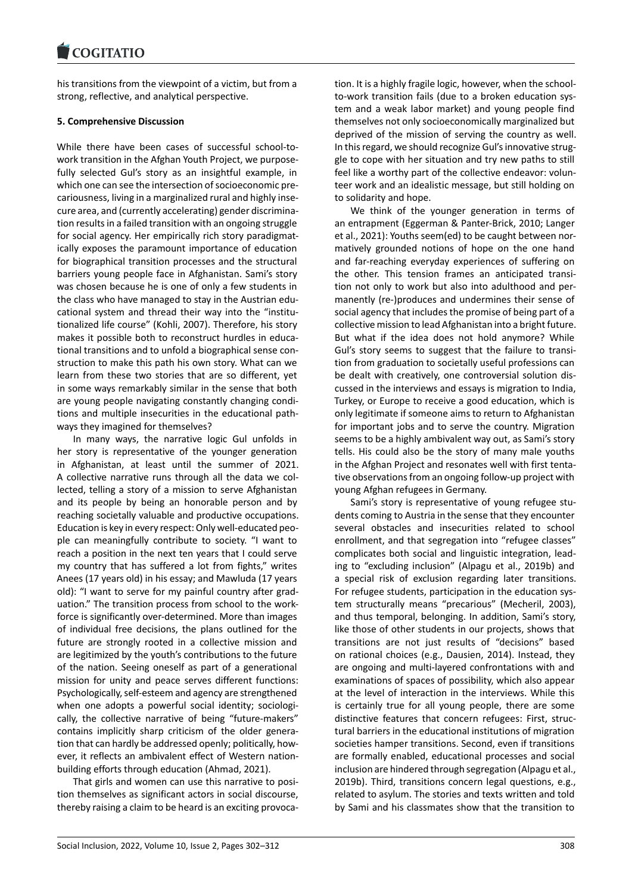his transitions from the viewpoint of a victim, but from a strong, reflective, and analytical perspective.

## 5. Comprehensive Discussion

While there have been cases of successful school-to-work transition in the Afghan Youth Project, we purposefully selected Gul's story as an insightful example, in which one can see the intersection of socioeconomic precariousness, living in a marginalized rural and highly insecure area, and (currently accelerating) gender discrimination results in a failed transition with an ongoing struggle for social agency. Her empirically rich story paradigmatically exposes the paramount importance of education for biographical transition processes and the structural barriers young people face in Afghanistan. Sami's story was chosen because he is one of only a few students in the class who have managed to stay in the Austrian educational system and thread their way into the "institutionalized life course" (Kohli, 2007). Therefore, his story makes it possible both to reconstruct hurdles in educational transitions and to unfold a biographical sense construction to make this path his own story. What can we learn from these two stories that are so different, yet in some ways remarkably similar in the sense that both are young people navigating constantly changing conditions and multiple insecurities in the educational pathways they imagined for themselves?

In many ways, the narrative logic Gul unfolds in her story is representative of the younger generation in Afghanistan, at least until the summer of 2021. A collective narrative runs through all the data we collected, telling a story of a mission to serve Afghanistan and its people by being an honorable person and by reaching societally valuable and productive occupations. Education is key in every respect: Only well-educated people can meaningfully contribute to society. "I want to reach a position in the next ten years that I could serve my country that has suffered a lot from fights," writes Anees (17 years old) in his essay; and Mawluda (17 years old): "I want to serve for my painful country after graduation." The transition process from school to the workforce is significantly over-determined. More than images of individual free decisions, the plans outlined for the future are strongly rooted in a collective mission and are legitimized by the youth's contributions to the future of the nation. Seeing oneself as part of a generational mission for unity and peace serves different functions: Psychologically, self-esteem and agency are strengthened when one adopts a powerful social identity; sociologically, the collective narrative of being "future-makers" contains implicitly sharp criticism of the older generation that can hardly be addressed openly; politically, however, it reflects an ambivalent effect of Western nation-building efforts through education (Ahmad, 2021).

That girls and women can use this narrative to position themselves as significant actors in social discourse, thereby raising a claim to be heard is an exciting provocation. It is a highly fragile logic, however, when the school-to-work transition fails (due to a broken education system and a weak labor market) and young people find themselves not only socioeconomically marginalized but deprived of the mission of serving the country as well. In this regard, we should recognize Gul's innovative struggle to cope with her situation and try new paths to still feel like a worthy part of the collective endeavor: volunteer work and an idealistic message, but still holding on to solidarity and hope.

We think of the younger generation in terms of an entrapment (Eggerman & Panter-Brick, 2010; Langer et al., 2021): Youths seem(ed) to be caught between normatively grounded notions of hope on the one hand and far-reaching everyday experiences of suffering on the other. This tension frames an anticipated transition not only to work but also into adulthood and permanently (re-)produces and undermines their sense of social agency that includes the promise of being part of a collective mission to lead Afghanistan into a bright future. But what if the idea does not hold anymore? While Gul's story seems to suggest that the failure to transition from graduation to societally useful professions can be dealt with creatively, one controversial solution discussed in the interviews and essays is migration to India, Turkey, or Europe to receive a good education, which is only legitimate if someone aims to return to Afghanistan for important jobs and to serve the country. Migration seems to be a highly ambivalent way out, as Sami's story tells. His could also be the story of many male youths in the Afghan Project and resonates well with first tentative observations from an ongoing follow-up project with young Afghan refugees in Germany.

Sami's story is representative of young refugee students coming to Austria in the sense that they encounter several obstacles and insecurities related to school enrollment, and that segregation into "refugee classes" complicates both social and linguistic integration, leading to "excluding inclusion" (Alpagu et al., 2019b) and a special risk of exclusion regarding later transitions. For refugee students, participation in the education system structurally means "precarious" (Mecheril, 2003), and thus temporal, belonging. In addition, Sami's story, like those of other students in our projects, shows that transitions are not just results of "decisions" based on rational choices (e.g., Dausien, 2014). Instead, they are ongoing and multi-layered confrontations with and examinations of spaces of possibility, which also appear at the level of interaction in the interviews. While this is certainly true for all young people, there are some distinctive features that concern refugees: First, structural barriers in the educational institutions of migration societies hamper transitions. Second, even if transitions are formally enabled, educational processes and social inclusion are hindered through segregation (Alpagu et al., 2019b). Third, transitions concern legal questions, e.g., related to asylum. The stories and texts written and told by Sami and his classmates show that the transition to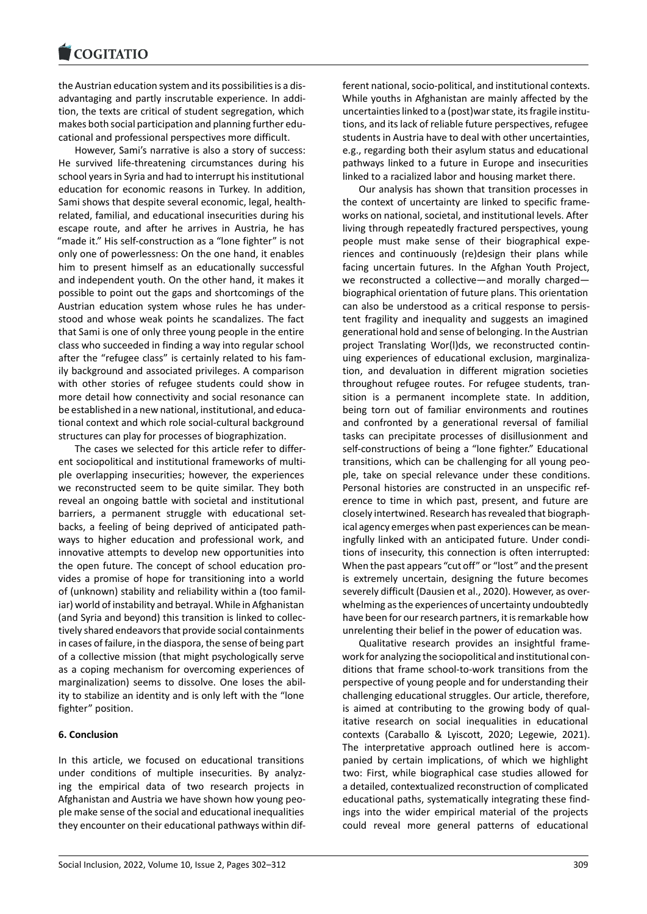the Austrian education system and its possibilities is a disadvantaging and partly inscrutable experience. In addition, the texts are critical of student segregation, which makes both social participation and planning further educational and professional perspectives more difficult.

However, Sami's narrative is also a story of success: He survived life-threatening circumstances during his school years in Syria and had to interrupt his institutional education for economic reasons in Turkey. In addition, Sami shows that despite several economic, legal, health-related, familial, and educational insecurities during his escape route, and after he arrives in Austria, he has "made it." His self-construction as a "lone fighter" is not only one of powerlessness: On the one hand, it enables him to present himself as an educationally successful and independent youth. On the other hand, it makes it possible to point out the gaps and shortcomings of the Austrian education system whose rules he has understood and whose weak points he scandalizes. The fact that Sami is one of only three young people in the entire class who succeeded in finding a way into regular school after the "refugee class" is certainly related to his family background and associated privileges. A comparison with other stories of refugee students could show in more detail how connectivity and social resonance can be established in a new national, institutional, and educational context and which role social-cultural background structures can play for processes of biographization.

The cases we selected for this article refer to different sociopolitical and institutional frameworks of multiple overlapping insecurities; however, the experiences we reconstructed seem to be quite similar. They both reveal an ongoing battle with societal and institutional barriers, a permanent struggle with educational setbacks, a feeling of being deprived of anticipated pathways to higher education and professional work, and innovative attempts to develop new opportunities into the open future. The concept of school education provides a promise of hope for transitioning into a world of (unknown) stability and reliability within a (too familiar) world of instability and betrayal. While in Afghanistan (and Syria and beyond) this transition is linked to collectively shared endeavors that provide social containments in cases of failure, in the diaspora, the sense of being part of a collective mission (that might psychologically serve as a coping mechanism for overcoming experiences of marginalization) seems to dissolve. One loses the ability to stabilize an identity and is only left with the "lone fighter" position.

## 6. Conclusion

In this article, we focused on educational transitions under conditions of multiple insecurities. By analyzing the empirical data of two research projects in Afghanistan and Austria we have shown how young people make sense of the social and educational inequalities they encounter on their educational pathways within different national, socio-political, and institutional contexts. While youths in Afghanistan are mainly affected by the uncertainties linked to a (post)war state, its fragile institutions, and its lack of reliable future perspectives, refugee students in Austria have to deal with other uncertainties, e.g., regarding both their asylum status and educational pathways linked to a future in Europe and insecurities linked to a racialized labor and housing market there.

Our analysis has shown that transition processes in the context of uncertainty are linked to specific frameworks on national, societal, and institutional levels. After living through repeatedly fractured perspectives, young people must make sense of their biographical experiences and continuously (re)design their plans while facing uncertain futures. In the Afghan Youth Project, we reconstructed a collective—and morally charged—biographical orientation of future plans. This orientation can also be understood as a critical response to persistent fragility and inequality and suggests an imagined generational hold and sense of belonging. In the Austrian project Translating Wor(l)ds, we reconstructed continuing experiences of educational exclusion, marginalization, and devaluation in different migration societies throughout refugee routes. For refugee students, transition is a permanent incomplete state. In addition, being torn out of familiar environments and routines and confronted by a generational reversal of familial tasks can precipitate processes of disillusionment and self-constructions of being a "lone fighter." Educational transitions, which can be challenging for all young people, take on special relevance under these conditions. Personal histories are constructed in an unspecific reference to time in which past, present, and future are closely intertwined. Research has revealed that biographical agency emerges when past experiences can be meaningfully linked with an anticipated future. Under conditions of insecurity, this connection is often interrupted: When the past appears "cut off" or "lost" and the present is extremely uncertain, designing the future becomes severely difficult (Dausien et al., 2020). However, as overwhelming as the experiences of uncertainty undoubtedly have been for our research partners, it is remarkable how unrelenting their belief in the power of education was.

Qualitative research provides an insightful framework for analyzing the sociopolitical and institutional conditions that frame school-to-work transitions from the perspective of young people and for understanding their challenging educational struggles. Our article, therefore, is aimed at contributing to the growing body of qualitative research on social inequalities in educational contexts (Caraballo & Lyiscott, 2020; Legewie, 2021). The interpretative approach outlined here is accompanied by certain implications, of which we highlight two: First, while biographical case studies allowed for a detailed, contextualized reconstruction of complicated educational paths, systematically integrating these findings into the wider empirical material of the projects could reveal more general patterns of educational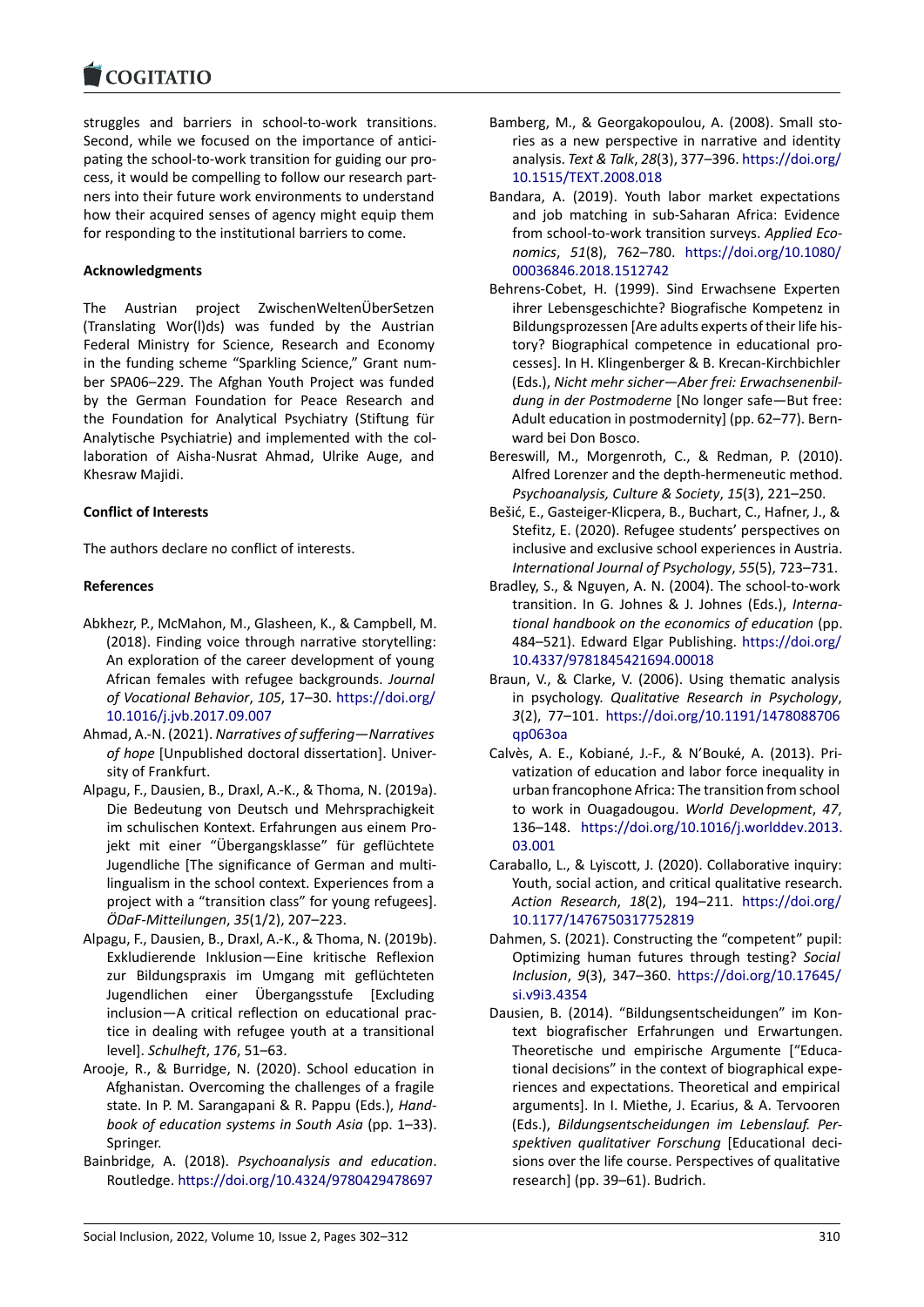struggles and barriers in school-to-work transitions. Second, while we focused on the importance of anticipating the school-to-work transition for guiding our process, it would be compelling to follow our research partners into their future work environments to understand how their acquired senses of agency might equip them for responding to the institutional barriers to come.

**Acknowledgments**

The Austrian project ZwischenWeltenÜberSetzen (Translating Wor(l)ds) was funded by the Austrian Federal Ministry for Science, Research and Economy in the funding scheme "Sparkling Science," Grant number SPA06–229. The Afghan Youth Project was funded by the German Foundation for Peace Research and the Foundation for Analytical Psychiatry (Stiftung für Analytische Psychiatrie) and implemented with the collaboration of Aisha-Nusrat Ahmad, Ulrike Auge, and Khesraw Majidi.

**Conflict of Interests**

The authors declare no conflict of interests.

**References**

Abkhezr, P., McMahon, M., Glasheen, K., & Campbell, M. (2018). Finding voice through narrative storytelling: An exploration of the career development of young African females with refugee backgrounds. *Journal of Vocational Behavior*, *105*, 17–30. https://doi.org/10.1016/j.jvb.2017.09.007

Ahmad, A.-N. (2021). *Narratives of suffering—Narratives of hope* [Unpublished doctoral dissertation]. University of Frankfurt.

Alpagu, F., Dausien, B., Draxl, A.-K., & Thoma, N. (2019a). Die Bedeutung von Deutsch und Mehrsprachigkeit im schulischen Kontext. Erfahrungen aus einem Projekt mit einer "Übergangsklasse" für geflüchtete Jugendliche [The significance of German and multilingualism in the school context. Experiences from a project with a "transition class" for young refugees]. *ÖDaF-Mitteilungen*, *35*(1/2), 207–223.

Alpagu, F., Dausien, B., Draxl, A.-K., & Thoma, N. (2019b). Exkludierende Inklusion—Eine kritische Reflexion zur Bildungspraxis im Umgang mit geflüchteten Jugendlichen einer Übergangsstufe [Excluding inclusion—A critical reflection on educational practice in dealing with refugee youth at a transitional level]. *Schulheft*, *176*, 51–63.

Arooje, R., & Burridge, N. (2020). School education in Afghanistan. Overcoming the challenges of a fragile state. In P. M. Sarangapani & R. Pappu (Eds.), *Handbook of education systems in South Asia* (pp. 1–33). Springer.

Bainbridge, A. (2018). *Psychoanalysis and education*. Routledge. https://doi.org/10.4324/9780429478697

Bamberg, M., & Georgakopoulou, A. (2008). Small stories as a new perspective in narrative and identity analysis. *Text & Talk*, *28*(3), 377–396. https://doi.org/10.1515/TEXT.2008.018

Bandara, A. (2019). Youth labor market expectations and job matching in sub-Saharan Africa: Evidence from school-to-work transition surveys. *Applied Economics*, *51*(8), 762–780. https://doi.org/10.1080/00036846.2018.1512742

Behrens-Cobet, H. (1999). Sind Erwachsene Experten ihrer Lebensgeschichte? Biografische Kompetenz in Bildungsprozessen [Are adults experts of their life history? Biographical competence in educational processes]. In H. Klingenberger & B. Krecan-Kirchbichler (Eds.), *Nicht mehr sicher—Aber frei: Erwachsenenbildung in der Postmoderne* [No longer safe—But free: Adult education in postmodernity] (pp. 62–77). Bernward bei Don Bosco.

Bereswill, M., Morgenroth, C., & Redman, P. (2010). Alfred Lorenzer and the depth-hermeneutic method. *Psychoanalysis, Culture & Society*, *15*(3), 221–250.

Bešić, E., Gasteiger-Klicpera, B., Buchart, C., Hafner, J., & Stefitz, E. (2020). Refugee students' perspectives on inclusive and exclusive school experiences in Austria. *International Journal of Psychology*, *55*(5), 723–731.

Bradley, S., & Nguyen, A. N. (2004). The school-to-work transition. In G. Johnes & J. Johnes (Eds.), *International handbook on the economics of education* (pp. 484–521). Edward Elgar Publishing. https://doi.org/10.4337/9781845421694.00018

Braun, V., & Clarke, V. (2006). Using thematic analysis in psychology. *Qualitative Research in Psychology*, *3*(2), 77–101. https://doi.org/10.1191/1478088706qp063oa

Calvès, A. E., Kobiané, J.-F., & N'Bouké, A. (2013). Privatization of education and labor force inequality in urban francophone Africa: The transition from school to work in Ouagadougou. *World Development*, *47*, 136–148. https://doi.org/10.1016/j.worlddev.2013.03.001

Caraballo, L., & Lyiscott, J. (2020). Collaborative inquiry: Youth, social action, and critical qualitative research. *Action Research*, *18*(2), 194–211. https://doi.org/10.1177/1476750317752819

Dahmen, S. (2021). Constructing the "competent" pupil: Optimizing human futures through testing? *Social Inclusion*, *9*(3), 347–360. https://doi.org/10.17645/si.v9i3.4354

Dausien, B. (2014). "Bildungsentscheidungen" im Kontext biografischer Erfahrungen und Erwartungen. Theoretische und empirische Argumente ["Educational decisions" in the context of biographical experiences and expectations. Theoretical and empirical arguments]. In I. Miethe, J. Ecarius, & A. Tervooren (Eds.), *Bildungsentscheidungen im Lebenslauf. Perspektiven qualitativer Forschung* [Educational decisions over the life course. Perspectives of qualitative research] (pp. 39–61). Budrich.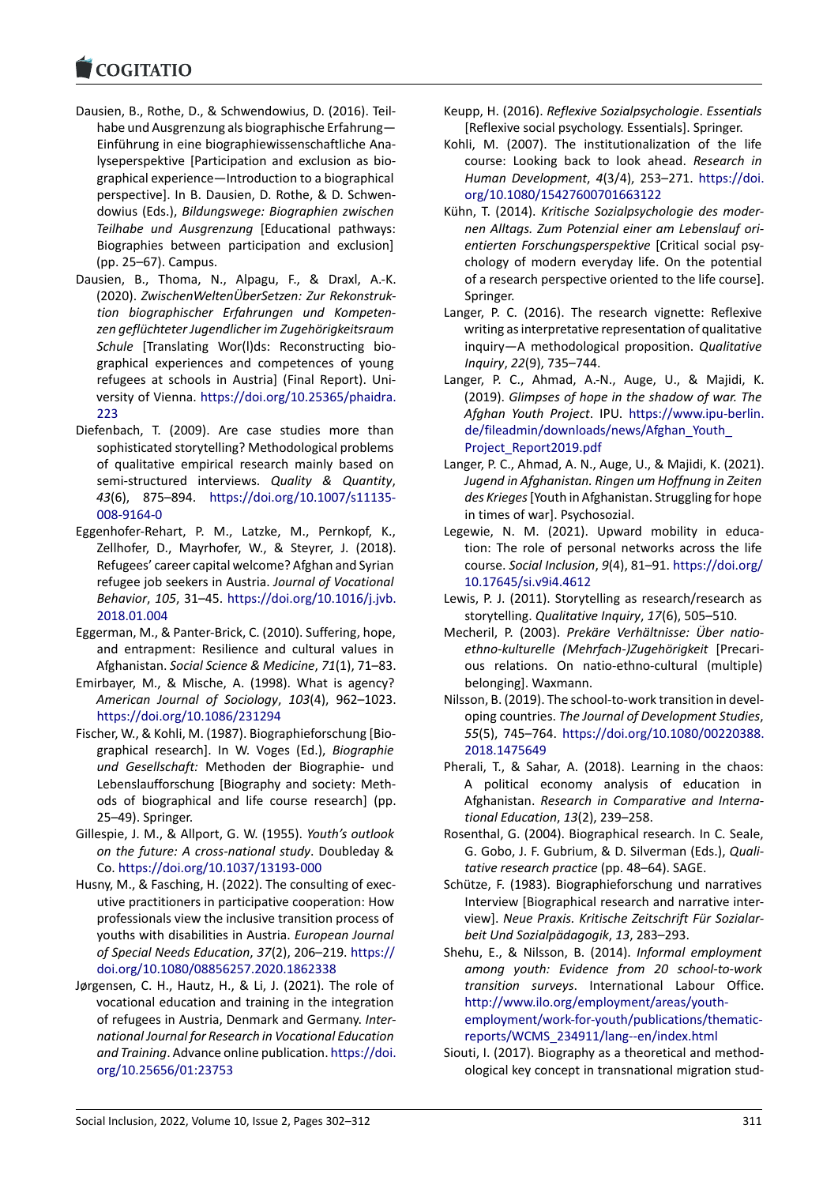Dausien, B., Rothe, D., & Schwendowius, D. (2016). Teilhabe und Ausgrenzung als biographische Erfahrung—Einführung in eine biographiewissenschaftliche Analyseperspektive [Participation and exclusion as biographical experience—Introduction to a biographical perspective]. In B. Dausien, D. Rothe, & D. Schwendowius (Eds.), *Bildungswege: Biographien zwischen Teilhabe und Ausgrenzung* [Educational pathways: Biographies between participation and exclusion] (pp. 25–67). Campus.

Dausien, B., Thoma, N., Alpagu, F., & Draxl, A.-K. (2020). *ZwischenWeltenÜberSetzen: Zur Rekonstruktion biographischer Erfahrungen und Kompetenzen geflüchteter Jugendlicher im Zugehörigkeitsraum Schule* [Translating Wor(l)ds: Reconstructing biographical experiences and competences of young refugees at schools in Austria] (Final Report). University of Vienna. https://doi.org/10.25365/phaidra.223

Diefenbach, T. (2009). Are case studies more than sophisticated storytelling? Methodological problems of qualitative empirical research mainly based on semi-structured interviews. *Quality & Quantity*, *43*(6), 875–894. https://doi.org/10.1007/s11135-008-9164-0

Eggenhofer-Rehart, P. M., Latzke, M., Pernkopf, K., Zellhofer, D., Mayrhofer, W., & Steyrer, J. (2018). Refugees' career capital welcome? Afghan and Syrian refugee job seekers in Austria. *Journal of Vocational Behavior*, *105*, 31–45. https://doi.org/10.1016/j.jvb.2018.01.004

Eggerman, M., & Panter-Brick, C. (2010). Suffering, hope, and entrapment: Resilience and cultural values in Afghanistan. *Social Science & Medicine*, *71*(1), 71–83.

Emirbayer, M., & Mische, A. (1998). What is agency? *American Journal of Sociology*, *103*(4), 962–1023. https://doi.org/10.1086/231294

Fischer, W., & Kohli, M. (1987). Biographieforschung [Biographical research]. In W. Voges (Ed.), *Biographie und Gesellschaft:* Methoden der Biographie- und Lebenslaufforschung [Biography and society: Methods of biographical and life course research] (pp. 25–49). Springer.

Gillespie, J. M., & Allport, G. W. (1955). *Youth's outlook on the future: A cross-national study*. Doubleday & Co. https://doi.org/10.1037/13193-000

Husny, M., & Fasching, H. (2022). The consulting of executive practitioners in participative cooperation: How professionals view the inclusive transition process of youths with disabilities in Austria. *European Journal of Special Needs Education*, *37*(2), 206–219. https://doi.org/10.1080/08856257.2020.1862338

Jørgensen, C. H., Hautz, H., & Li, J. (2021). The role of vocational education and training in the integration of refugees in Austria, Denmark and Germany. *International Journal for Research in Vocational Education and Training*. Advance online publication. https://doi.org/10.25656/01:23753

Keupp, H. (2016). *Reflexive Sozialpsychologie. Essentials* [Reflexive social psychology. Essentials]. Springer.

Kohli, M. (2007). The institutionalization of the life course: Looking back to look ahead. *Research in Human Development*, *4*(3/4), 253–271. https://doi.org/10.1080/15427600701663122

Kühn, T. (2014). *Kritische Sozialpsychologie des modernen Alltags. Zum Potenzial einer am Lebenslauf orientierten Forschungsperspektive* [Critical social psychology of modern everyday life. On the potential of a research perspective oriented to the life course]. Springer.

Langer, P. C. (2016). The research vignette: Reflexive writing as interpretative representation of qualitative inquiry—A methodological proposition. *Qualitative Inquiry*, *22*(9), 735–744.

Langer, P. C., Ahmad, A.-N., Auge, U., & Majidi, K. (2019). *Glimpses of hope in the shadow of war. The Afghan Youth Project*. IPU. https://www.ipu-berlin.de/fileadmin/downloads/news/Afghan_Youth_Project_Report2019.pdf

Langer, P. C., Ahmad, A. N., Auge, U., & Majidi, K. (2021). *Jugend in Afghanistan. Ringen um Hoffnung in Zeiten des Krieges* [Youth in Afghanistan. Struggling for hope in times of war]. Psychosozial.

Legewie, N. M. (2021). Upward mobility in education: The role of personal networks across the life course. *Social Inclusion*, *9*(4), 81–91. https://doi.org/10.17645/si.v9i4.4612

Lewis, P. J. (2011). Storytelling as research/research as storytelling. *Qualitative Inquiry*, *17*(6), 505–510.

Mecheril, P. (2003). *Prekäre Verhältnisse: Über natio-ethno-kulturelle (Mehrfach-)Zugehörigkeit* [Precarious relations. On natio-ethno-cultural (multiple) belonging]. Waxmann.

Nilsson, B. (2019). The school-to-work transition in developing countries. *The Journal of Development Studies*, *55*(5), 745–764. https://doi.org/10.1080/00220388.2018.1475649

Pherali, T., & Sahar, A. (2018). Learning in the chaos: A political economy analysis of education in Afghanistan. *Research in Comparative and International Education*, *13*(2), 239–258.

Rosenthal, G. (2004). Biographical research. In C. Seale, G. Gobo, J. F. Gubrium, & D. Silverman (Eds.), *Qualitative research practice* (pp. 48–64). SAGE.

Schütze, F. (1983). Biographieforschung und narratives Interview [Biographical research and narrative interview]. *Neue Praxis. Kritische Zeitschrift Für Sozialarbeit Und Sozialpädagogik*, *13*, 283–293.

Shehu, E., & Nilsson, B. (2014). *Informal employment among youth: Evidence from 20 school-to-work transition surveys*. International Labour Office. http://www.ilo.org/employment/areas/youth-employment/work-for-youth/publications/thematic-reports/WCMS_234911/lang--en/index.html

Siouti, I. (2017). Biography as a theoretical and methodological key concept in transnational migration stud-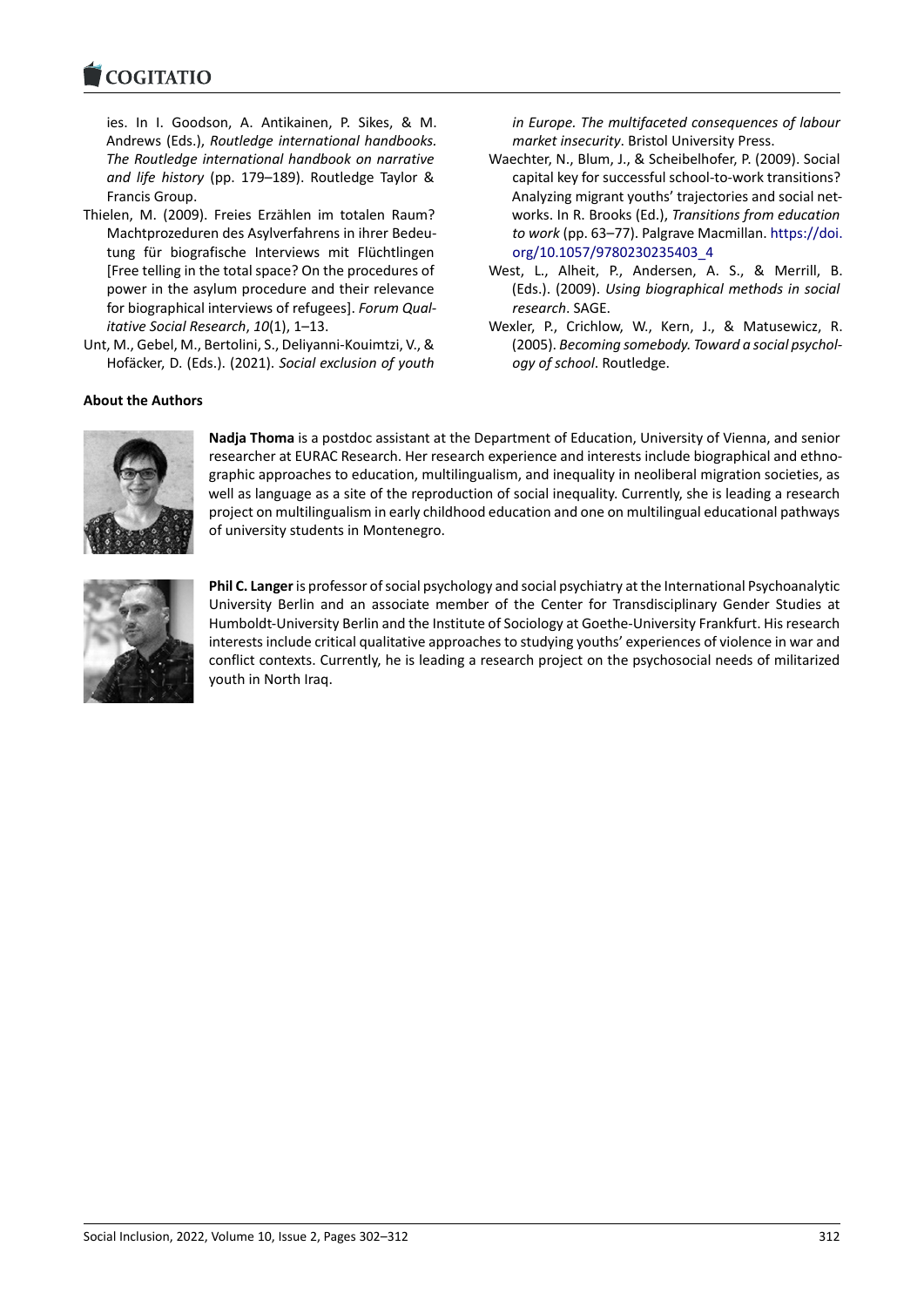ies. In I. Goodson, A. Antikainen, P. Sikes, & M. Andrews (Eds.), *Routledge international handbooks. The Routledge international handbook on narrative and life history* (pp. 179–189). Routledge Taylor & Francis Group.

Thielen, M. (2009). Freies Erzählen im totalen Raum? Machtprozeduren des Asylverfahrens in ihrer Bedeutung für biografische Interviews mit Flüchtlingen [Free telling in the total space? On the procedures of power in the asylum procedure and their relevance for biographical interviews of refugees]. *Forum Qualitative Social Research*, *10*(1), 1–13.

Unt, M., Gebel, M., Bertolini, S., Deliyanni-Kouimtzi, V., & Hofäcker, D. (Eds.). (2021). *Social exclusion of youth in Europe. The multifaceted consequences of labour market insecurity*. Bristol University Press.

Waechter, N., Blum, J., & Scheibelhofer, P. (2009). Social capital key for successful school-to-work transitions? Analyzing migrant youths' trajectories and social networks. In R. Brooks (Ed.), *Transitions from education to work* (pp. 63–77). Palgrave Macmillan. https://doi.org/10.1057/9780230235403_4

West, L., Alheit, P., Andersen, A. S., & Merrill, B. (Eds.). (2009). *Using biographical methods in social research*. SAGE.

Wexler, P., Crichlow, W., Kern, J., & Matusewicz, R. (2005). *Becoming somebody. Toward a social psychology of school*. Routledge.

### About the Authors

**Nadja Thoma** is a postdoc assistant at the Department of Education, University of Vienna, and senior researcher at EURAC Research. Her research experience and interests include biographical and ethnographic approaches to education, multilingualism, and inequality in neoliberal migration societies, as well as language as a site of the reproduction of social inequality. Currently, she is leading a research project on multilingualism in early childhood education and one on multilingual educational pathways of university students in Montenegro.

**Phil C. Langer** is professor of social psychology and social psychiatry at the International Psychoanalytic University Berlin and an associate member of the Center for Transdisciplinary Gender Studies at Humboldt-University Berlin and the Institute of Sociology at Goethe-University Frankfurt. His research interests include critical qualitative approaches to studying youths' experiences of violence in war and conflict contexts. Currently, he is leading a research project on the psychosocial needs of militarized youth in North Iraq.